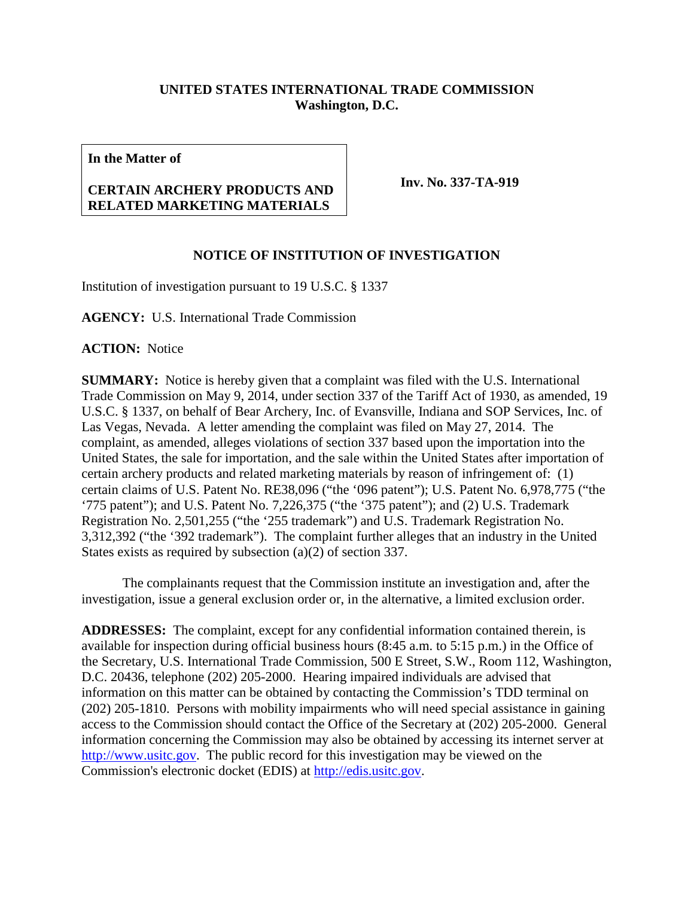**UNITED STATES INTERNATIONAL TRADE COMMISSION**
**Washington, D.C.**

| **In the Matter of**<br><br>**CERTAIN ARCHERY PRODUCTS AND RELATED MARKETING MATERIALS** | **Inv. No. 337-TA-919** |
|---|---|

## NOTICE OF INSTITUTION OF INVESTIGATION

Institution of investigation pursuant to 19 U.S.C. § 1337

**AGENCY:** U.S. International Trade Commission

**ACTION:** Notice

**SUMMARY:** Notice is hereby given that a complaint was filed with the U.S. International Trade Commission on May 9, 2014, under section 337 of the Tariff Act of 1930, as amended, 19 U.S.C. § 1337, on behalf of Bear Archery, Inc. of Evansville, Indiana and SOP Services, Inc. of Las Vegas, Nevada. A letter amending the complaint was filed on May 27, 2014. The complaint, as amended, alleges violations of section 337 based upon the importation into the United States, the sale for importation, and the sale within the United States after importation of certain archery products and related marketing materials by reason of infringement of: (1) certain claims of U.S. Patent No. RE38,096 ("the '096 patent"); U.S. Patent No. 6,978,775 ("the '775 patent"); and U.S. Patent No. 7,226,375 ("the '375 patent"); and (2) U.S. Trademark Registration No. 2,501,255 ("the '255 trademark") and U.S. Trademark Registration No. 3,312,392 ("the '392 trademark"). The complaint further alleges that an industry in the United States exists as required by subsection (a)(2) of section 337.

The complainants request that the Commission institute an investigation and, after the investigation, issue a general exclusion order or, in the alternative, a limited exclusion order.

**ADDRESSES:** The complaint, except for any confidential information contained therein, is available for inspection during official business hours (8:45 a.m. to 5:15 p.m.) in the Office of the Secretary, U.S. International Trade Commission, 500 E Street, S.W., Room 112, Washington, D.C. 20436, telephone (202) 205-2000. Hearing impaired individuals are advised that information on this matter can be obtained by contacting the Commission's TDD terminal on (202) 205-1810. Persons with mobility impairments who will need special assistance in gaining access to the Commission should contact the Office of the Secretary at (202) 205-2000. General information concerning the Commission may also be obtained by accessing its internet server at http://www.usitc.gov. The public record for this investigation may be viewed on the Commission's electronic docket (EDIS) at http://edis.usitc.gov.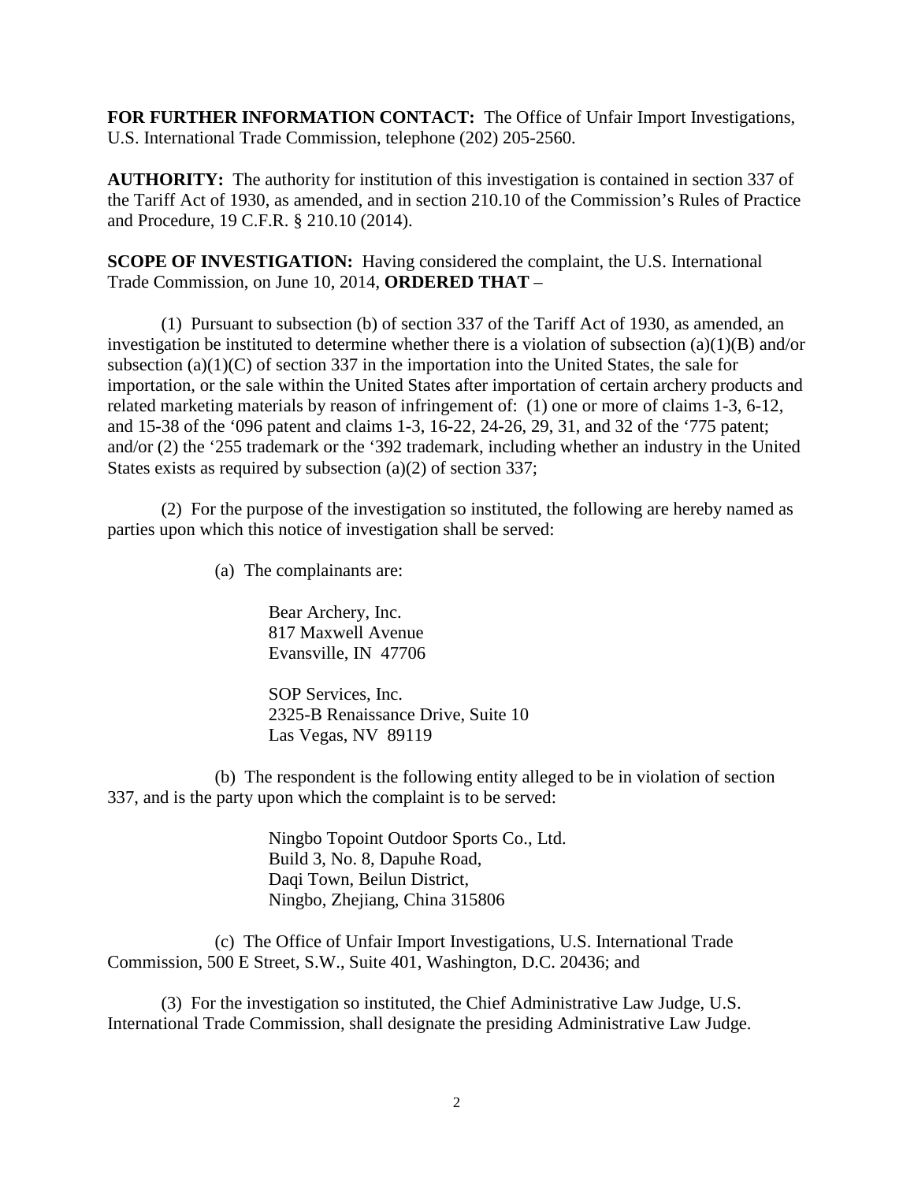**FOR FURTHER INFORMATION CONTACT:** The Office of Unfair Import Investigations, U.S. International Trade Commission, telephone (202) 205-2560.

**AUTHORITY:** The authority for institution of this investigation is contained in section 337 of the Tariff Act of 1930, as amended, and in section 210.10 of the Commission's Rules of Practice and Procedure, 19 C.F.R. § 210.10 (2014).

**SCOPE OF INVESTIGATION:** Having considered the complaint, the U.S. International Trade Commission, on June 10, 2014, **ORDERED THAT** –

(1) Pursuant to subsection (b) of section 337 of the Tariff Act of 1930, as amended, an investigation be instituted to determine whether there is a violation of subsection (a)(1)(B) and/or subsection (a)(1)(C) of section 337 in the importation into the United States, the sale for importation, or the sale within the United States after importation of certain archery products and related marketing materials by reason of infringement of: (1) one or more of claims 1-3, 6-12, and 15-38 of the '096 patent and claims 1-3, 16-22, 24-26, 29, 31, and 32 of the '775 patent; and/or (2) the '255 trademark or the '392 trademark, including whether an industry in the United States exists as required by subsection (a)(2) of section 337;

(2) For the purpose of the investigation so instituted, the following are hereby named as parties upon which this notice of investigation shall be served:

(a) The complainants are:

Bear Archery, Inc.
817 Maxwell Avenue
Evansville, IN 47706

SOP Services, Inc.
2325-B Renaissance Drive, Suite 10
Las Vegas, NV 89119

(b) The respondent is the following entity alleged to be in violation of section 337, and is the party upon which the complaint is to be served:

Ningbo Topoint Outdoor Sports Co., Ltd.
Build 3, No. 8, Dapuhe Road,
Daqi Town, Beilun District,
Ningbo, Zhejiang, China 315806

(c) The Office of Unfair Import Investigations, U.S. International Trade Commission, 500 E Street, S.W., Suite 401, Washington, D.C. 20436; and

(3) For the investigation so instituted, the Chief Administrative Law Judge, U.S. International Trade Commission, shall designate the presiding Administrative Law Judge.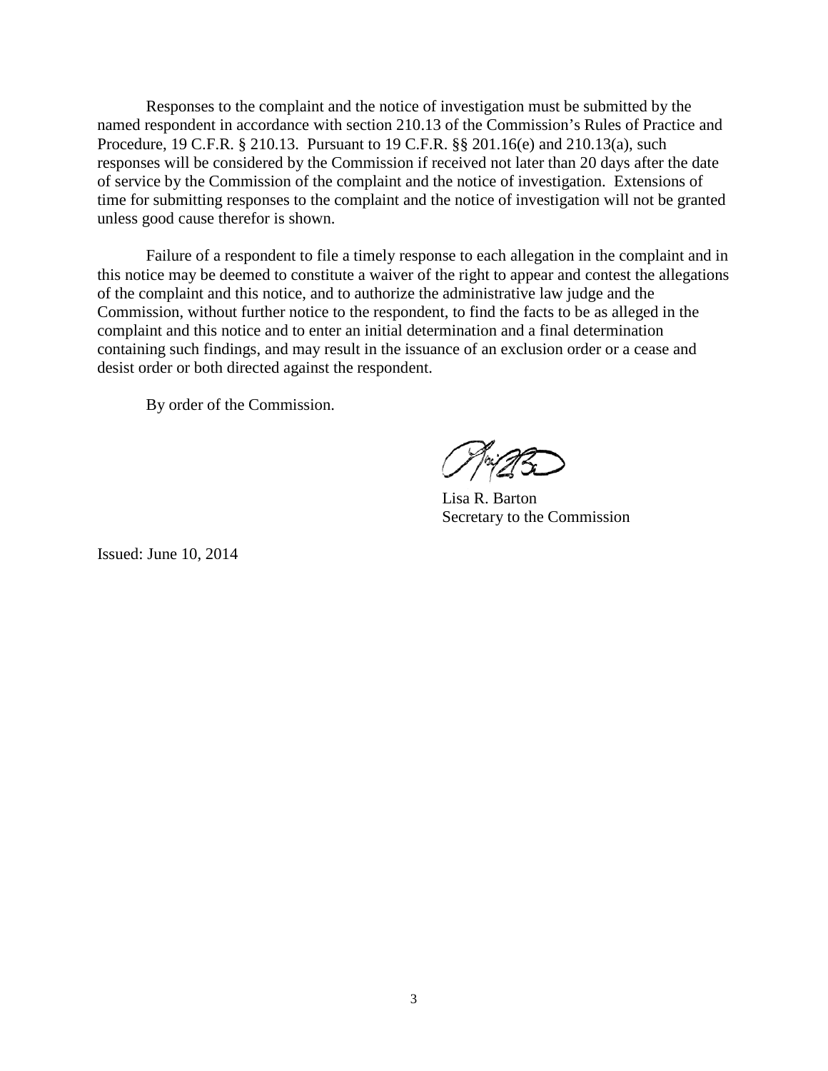Responses to the complaint and the notice of investigation must be submitted by the named respondent in accordance with section 210.13 of the Commission's Rules of Practice and Procedure, 19 C.F.R. § 210.13. Pursuant to 19 C.F.R. §§ 201.16(e) and 210.13(a), such responses will be considered by the Commission if received not later than 20 days after the date of service by the Commission of the complaint and the notice of investigation. Extensions of time for submitting responses to the complaint and the notice of investigation will not be granted unless good cause therefor is shown.

Failure of a respondent to file a timely response to each allegation in the complaint and in this notice may be deemed to constitute a waiver of the right to appear and contest the allegations of the complaint and this notice, and to authorize the administrative law judge and the Commission, without further notice to the respondent, to find the facts to be as alleged in the complaint and this notice and to enter an initial determination and a final determination containing such findings, and may result in the issuance of an exclusion order or a cease and desist order or both directed against the respondent.

By order of the Commission.

Lisa R. Barton
Secretary to the Commission

Issued: June 10, 2014